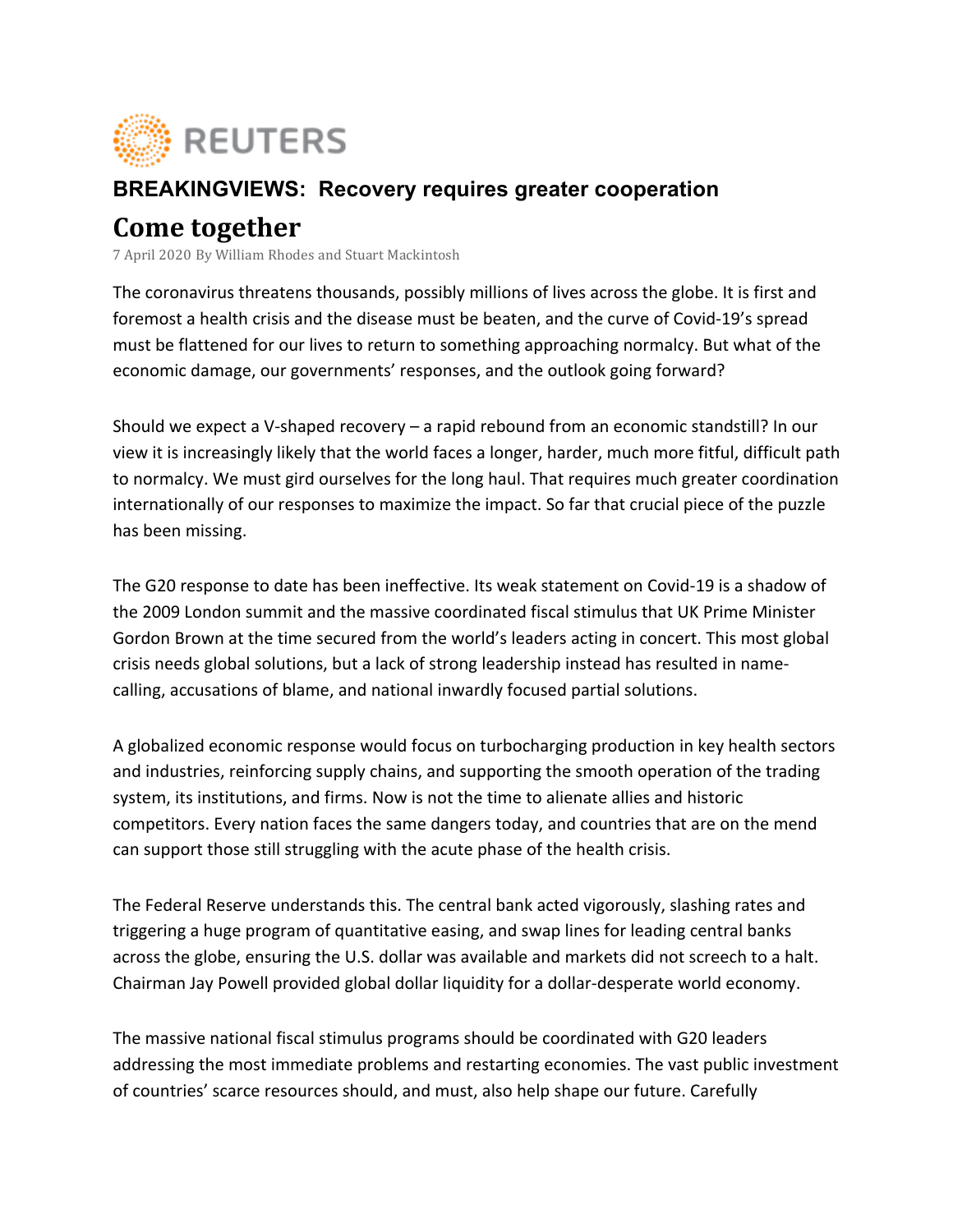**REUTERS**

## BREAKINGVIEWS: Recovery requires greater cooperation

# Come together

7 April 2020 By William Rhodes and Stuart Mackintosh

The coronavirus threatens thousands, possibly millions of lives across the globe. It is first and foremost a health crisis and the disease must be beaten, and the curve of Covid-19's spread must be flattened for our lives to return to something approaching normalcy. But what of the economic damage, our governments' responses, and the outlook going forward?

Should we expect a V-shaped recovery – a rapid rebound from an economic standstill? In our view it is increasingly likely that the world faces a longer, harder, much more fitful, difficult path to normalcy. We must gird ourselves for the long haul. That requires much greater coordination internationally of our responses to maximize the impact. So far that crucial piece of the puzzle has been missing.

The G20 response to date has been ineffective. Its weak statement on Covid-19 is a shadow of the 2009 London summit and the massive coordinated fiscal stimulus that UK Prime Minister Gordon Brown at the time secured from the world's leaders acting in concert. This most global crisis needs global solutions, but a lack of strong leadership instead has resulted in name-calling, accusations of blame, and national inwardly focused partial solutions.

A globalized economic response would focus on turbocharging production in key health sectors and industries, reinforcing supply chains, and supporting the smooth operation of the trading system, its institutions, and firms. Now is not the time to alienate allies and historic competitors. Every nation faces the same dangers today, and countries that are on the mend can support those still struggling with the acute phase of the health crisis.

The Federal Reserve understands this. The central bank acted vigorously, slashing rates and triggering a huge program of quantitative easing, and swap lines for leading central banks across the globe, ensuring the U.S. dollar was available and markets did not screech to a halt. Chairman Jay Powell provided global dollar liquidity for a dollar-desperate world economy.

The massive national fiscal stimulus programs should be coordinated with G20 leaders addressing the most immediate problems and restarting economies. The vast public investment of countries' scarce resources should, and must, also help shape our future. Carefully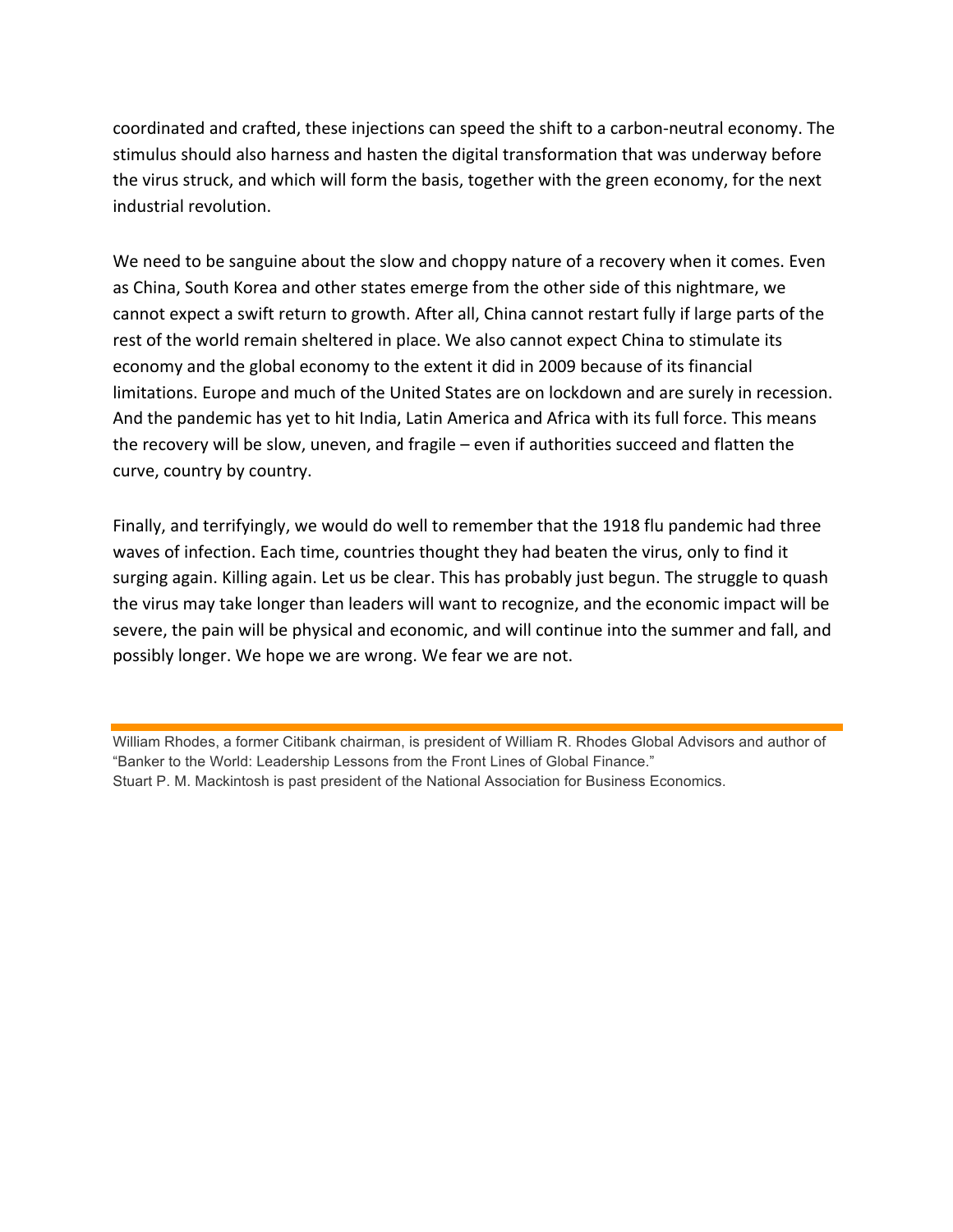coordinated and crafted, these injections can speed the shift to a carbon-neutral economy. The stimulus should also harness and hasten the digital transformation that was underway before the virus struck, and which will form the basis, together with the green economy, for the next industrial revolution.

We need to be sanguine about the slow and choppy nature of a recovery when it comes. Even as China, South Korea and other states emerge from the other side of this nightmare, we cannot expect a swift return to growth. After all, China cannot restart fully if large parts of the rest of the world remain sheltered in place. We also cannot expect China to stimulate its economy and the global economy to the extent it did in 2009 because of its financial limitations. Europe and much of the United States are on lockdown and are surely in recession. And the pandemic has yet to hit India, Latin America and Africa with its full force. This means the recovery will be slow, uneven, and fragile – even if authorities succeed and flatten the curve, country by country.

Finally, and terrifyingly, we would do well to remember that the 1918 flu pandemic had three waves of infection. Each time, countries thought they had beaten the virus, only to find it surging again. Killing again. Let us be clear. This has probably just begun. The struggle to quash the virus may take longer than leaders will want to recognize, and the economic impact will be severe, the pain will be physical and economic, and will continue into the summer and fall, and possibly longer. We hope we are wrong. We fear we are not.

---

William Rhodes, a former Citibank chairman, is president of William R. Rhodes Global Advisors and author of "Banker to the World: Leadership Lessons from the Front Lines of Global Finance."
Stuart P. M. Mackintosh is past president of the National Association for Business Economics.